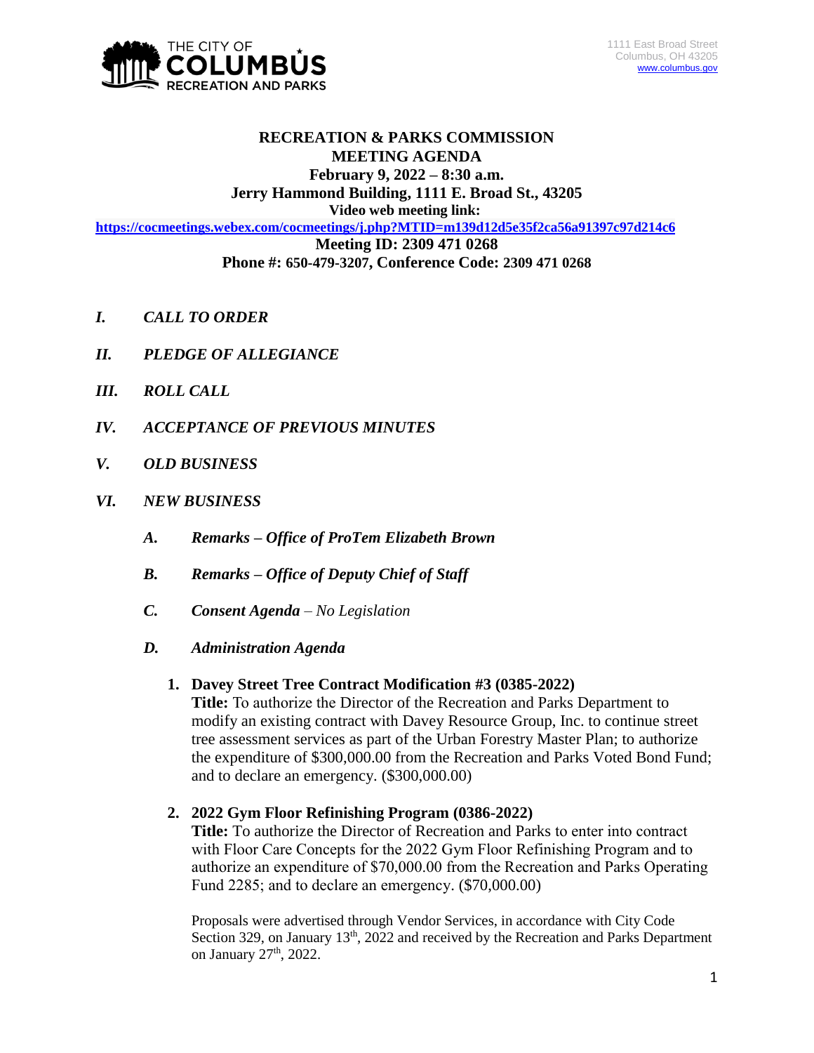THE CITY OF COLUMBUS RECREATION AND PARKS

1111 East Broad Street
Columbus, OH 43205
www.columbus.gov

# RECREATION & PARKS COMMISSION MEETING AGENDA

**February 9, 2022 – 8:30 a.m.**
**Jerry Hammond Building, 1111 E. Broad St., 43205**
**Video web meeting link:**
**https://cocmeetings.webex.com/cocmeetings/j.php?MTID=m139d12d5e35f2ca56a91397c97d214c6**
**Meeting ID: 2309 471 0268**
**Phone #: 650-479-3207, Conference Code: 2309 471 0268**

## *I. CALL TO ORDER*

## *II. PLEDGE OF ALLEGIANCE*

## *III. ROLL CALL*

## *IV. ACCEPTANCE OF PREVIOUS MINUTES*

## *V. OLD BUSINESS*

## *VI. NEW BUSINESS*

### *A. Remarks – Office of ProTem Elizabeth Brown*

### *B. Remarks – Office of Deputy Chief of Staff*

### *C. Consent Agenda* – *No Legislation*

### *D. Administration Agenda*

1. **Davey Street Tree Contract Modification #3 (0385-2022)**
   **Title:** To authorize the Director of the Recreation and Parks Department to modify an existing contract with Davey Resource Group, Inc. to continue street tree assessment services as part of the Urban Forestry Master Plan; to authorize the expenditure of $300,000.00 from the Recreation and Parks Voted Bond Fund; and to declare an emergency. ($300,000.00)

2. **2022 Gym Floor Refinishing Program (0386-2022)**
   **Title:** To authorize the Director of Recreation and Parks to enter into contract with Floor Care Concepts for the 2022 Gym Floor Refinishing Program and to authorize an expenditure of $70,000.00 from the Recreation and Parks Operating Fund 2285; and to declare an emergency. ($70,000.00)

   Proposals were advertised through Vendor Services, in accordance with City Code Section 329, on January 13th, 2022 and received by the Recreation and Parks Department on January 27th, 2022.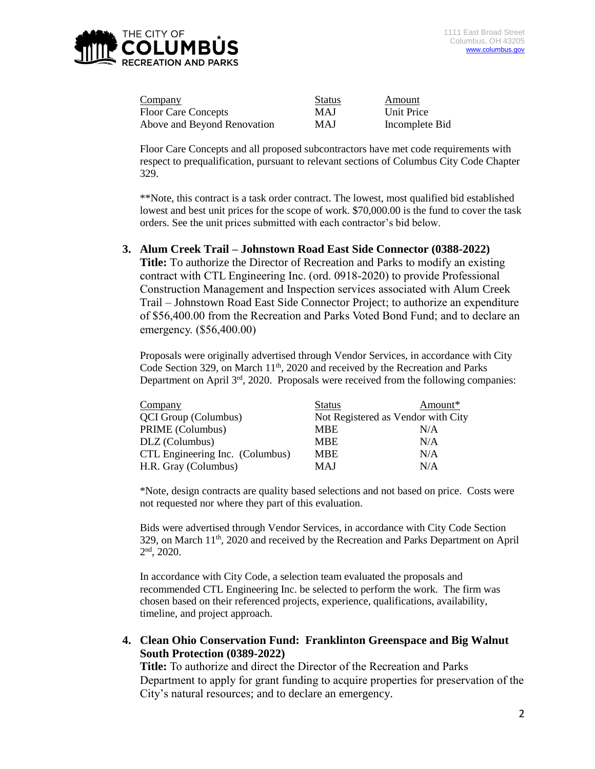| Company | Status | Amount |
| --- | --- | --- |
| Floor Care Concepts | MAJ | Unit Price |
| Above and Beyond Renovation | MAJ | Incomplete Bid |

Floor Care Concepts and all proposed subcontractors have met code requirements with respect to prequalification, pursuant to relevant sections of Columbus City Code Chapter 329.

**Note, this contract is a task order contract. The lowest, most qualified bid established lowest and best unit prices for the scope of work. $70,000.00 is the fund to cover the task orders. See the unit prices submitted with each contractor's bid below.

**3. Alum Creek Trail – Johnstown Road East Side Connector (0388-2022)**

**Title:** To authorize the Director of Recreation and Parks to modify an existing contract with CTL Engineering Inc. (ord. 0918-2020) to provide Professional Construction Management and Inspection services associated with Alum Creek Trail – Johnstown Road East Side Connector Project; to authorize an expenditure of $56,400.00 from the Recreation and Parks Voted Bond Fund; and to declare an emergency. ($56,400.00)

Proposals were originally advertised through Vendor Services, in accordance with City Code Section 329, on March 11th, 2020 and received by the Recreation and Parks Department on April 3rd, 2020. Proposals were received from the following companies:

| Company | Status | Amount* |
| --- | --- | --- |
| QCI Group (Columbus) | Not Registered as Vendor with City | |
| PRIME (Columbus) | MBE | N/A |
| DLZ (Columbus) | MBE | N/A |
| CTL Engineering Inc. (Columbus) | MBE | N/A |
| H.R. Gray (Columbus) | MAJ | N/A |

*Note, design contracts are quality based selections and not based on price. Costs were not requested nor where they part of this evaluation.

Bids were advertised through Vendor Services, in accordance with City Code Section 329, on March 11th, 2020 and received by the Recreation and Parks Department on April 2nd, 2020.

In accordance with City Code, a selection team evaluated the proposals and recommended CTL Engineering Inc. be selected to perform the work. The firm was chosen based on their referenced projects, experience, qualifications, availability, timeline, and project approach.

**4. Clean Ohio Conservation Fund: Franklinton Greenspace and Big Walnut South Protection (0389-2022)**

**Title:** To authorize and direct the Director of the Recreation and Parks Department to apply for grant funding to acquire properties for preservation of the City's natural resources; and to declare an emergency.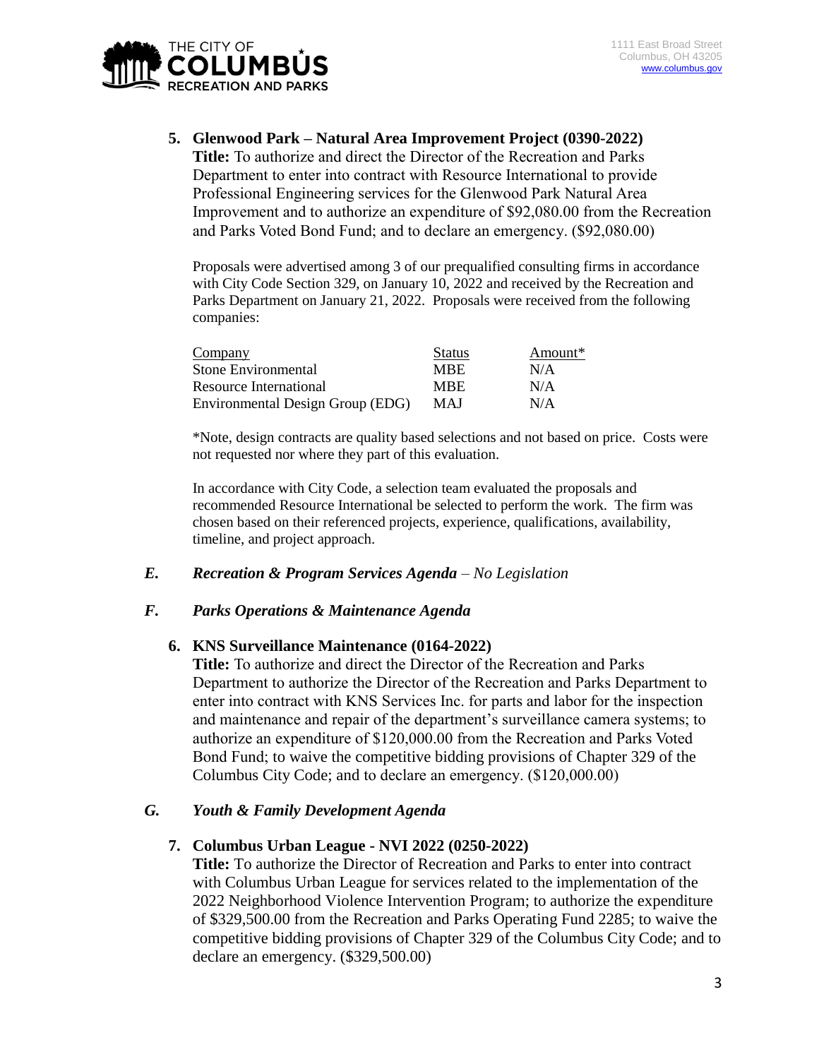5. **Glenwood Park – Natural Area Improvement Project (0390-2022)**

   **Title:** To authorize and direct the Director of the Recreation and Parks Department to enter into contract with Resource International to provide Professional Engineering services for the Glenwood Park Natural Area Improvement and to authorize an expenditure of $92,080.00 from the Recreation and Parks Voted Bond Fund; and to declare an emergency. ($92,080.00)

   Proposals were advertised among 3 of our prequalified consulting firms in accordance with City Code Section 329, on January 10, 2022 and received by the Recreation and Parks Department on January 21, 2022. Proposals were received from the following companies:

   | Company | Status | Amount* |
   | --- | --- | --- |
   | Stone Environmental | MBE | N/A |
   | Resource International | MBE | N/A |
   | Environmental Design Group (EDG) | MAJ | N/A |

   *Note, design contracts are quality based selections and not based on price. Costs were not requested nor where they part of this evaluation.

   In accordance with City Code, a selection team evaluated the proposals and recommended Resource International be selected to perform the work. The firm was chosen based on their referenced projects, experience, qualifications, availability, timeline, and project approach.

### *E. Recreation & Program Services Agenda – No Legislation*

### *F. Parks Operations & Maintenance Agenda*

6. **KNS Surveillance Maintenance (0164-2022)**

   **Title:** To authorize and direct the Director of the Recreation and Parks Department to authorize the Director of the Recreation and Parks Department to enter into contract with KNS Services Inc. for parts and labor for the inspection and maintenance and repair of the department's surveillance camera systems; to authorize an expenditure of $120,000.00 from the Recreation and Parks Voted Bond Fund; to waive the competitive bidding provisions of Chapter 329 of the Columbus City Code; and to declare an emergency. ($120,000.00)

### *G. Youth & Family Development Agenda*

7. **Columbus Urban League - NVI 2022 (0250-2022)**

   **Title:** To authorize the Director of Recreation and Parks to enter into contract with Columbus Urban League for services related to the implementation of the 2022 Neighborhood Violence Intervention Program; to authorize the expenditure of $329,500.00 from the Recreation and Parks Operating Fund 2285; to waive the competitive bidding provisions of Chapter 329 of the Columbus City Code; and to declare an emergency. ($329,500.00)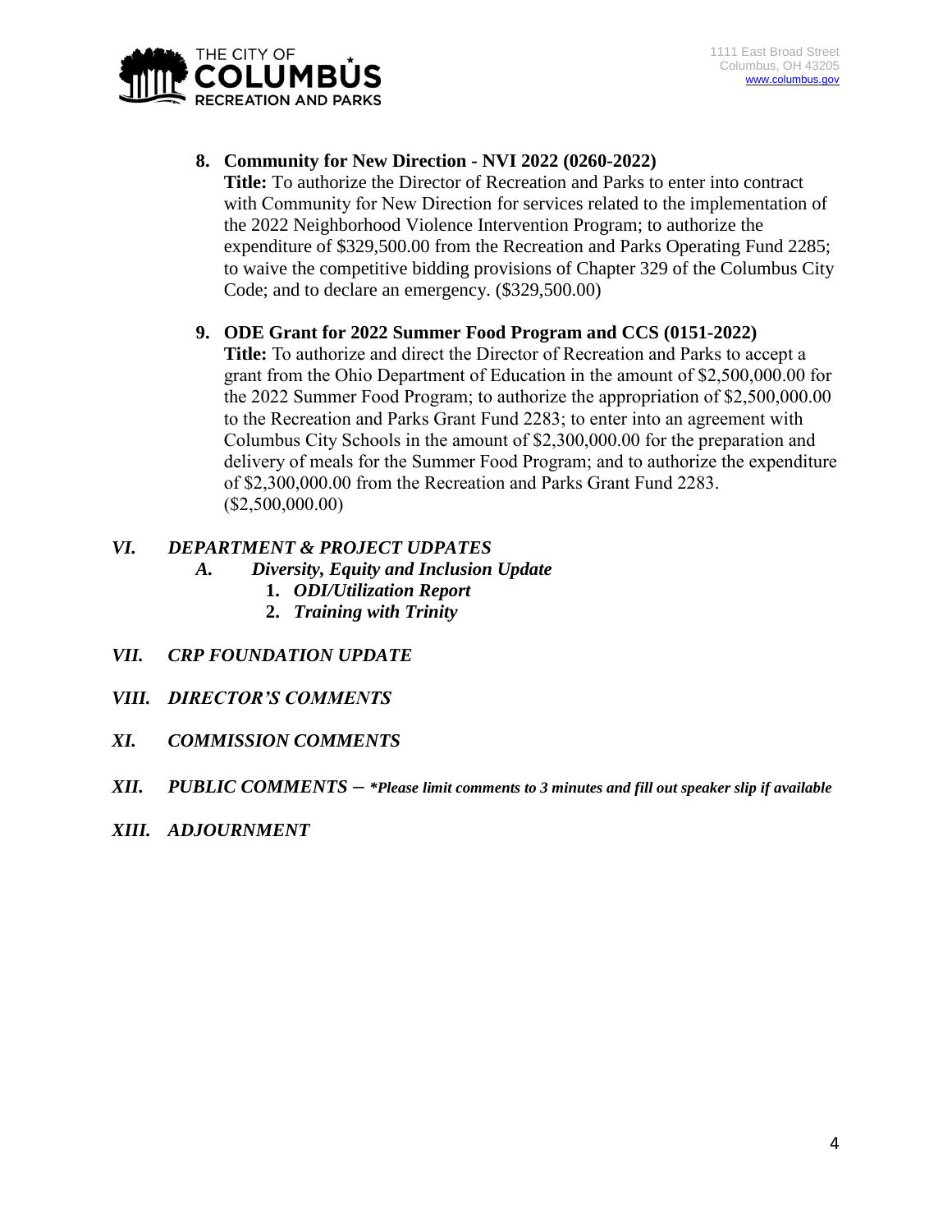8. **Community for New Direction - NVI 2022 (0260-2022)**
   **Title:** To authorize the Director of Recreation and Parks to enter into contract with Community for New Direction for services related to the implementation of the 2022 Neighborhood Violence Intervention Program; to authorize the expenditure of $329,500.00 from the Recreation and Parks Operating Fund 2285; to waive the competitive bidding provisions of Chapter 329 of the Columbus City Code; and to declare an emergency. ($329,500.00)

9. **ODE Grant for 2022 Summer Food Program and CCS (0151-2022)**
   **Title:** To authorize and direct the Director of Recreation and Parks to accept a grant from the Ohio Department of Education in the amount of $2,500,000.00 for the 2022 Summer Food Program; to authorize the appropriation of $2,500,000.00 to the Recreation and Parks Grant Fund 2283; to enter into an agreement with Columbus City Schools in the amount of $2,300,000.00 for the preparation and delivery of meals for the Summer Food Program; and to authorize the expenditure of $2,300,000.00 from the Recreation and Parks Grant Fund 2283. ($2,500,000.00)

## *VI. DEPARTMENT & PROJECT UDPATES*

### *A. Diversity, Equity and Inclusion Update*

1. ***ODI/Utilization Report***
2. ***Training with Trinity***

## *VII. CRP FOUNDATION UPDATE*

## *VIII. DIRECTOR'S COMMENTS*

## *XI. COMMISSION COMMENTS*

## *XII. PUBLIC COMMENTS – \*Please limit comments to 3 minutes and fill out speaker slip if available*

## *XIII. ADJOURNMENT*